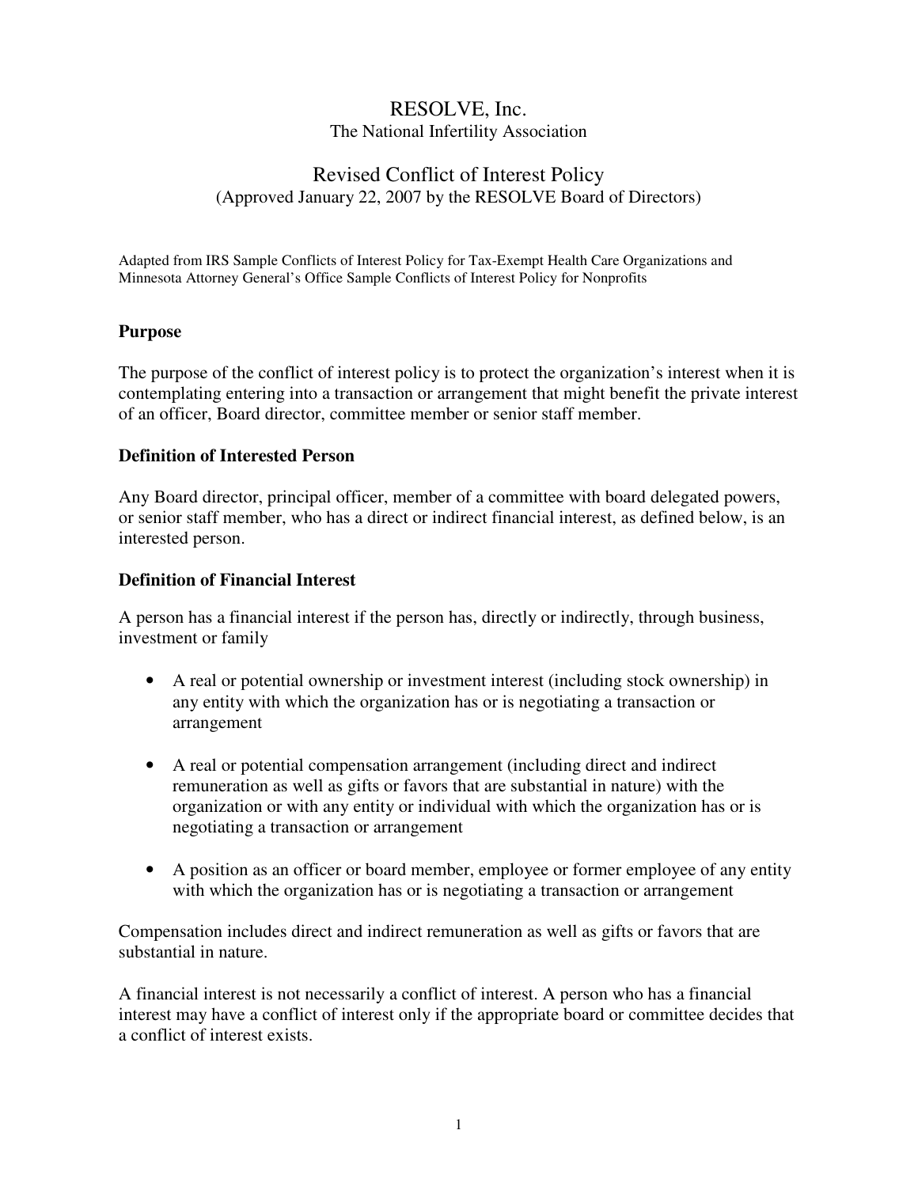# RESOLVE, Inc.

The National Infertility Association

## Revised Conflict of Interest Policy

(Approved January 22, 2007 by the RESOLVE Board of Directors)

Adapted from IRS Sample Conflicts of Interest Policy for Tax-Exempt Health Care Organizations and Minnesota Attorney General's Office Sample Conflicts of Interest Policy for Nonprofits

**Purpose**

The purpose of the conflict of interest policy is to protect the organization's interest when it is contemplating entering into a transaction or arrangement that might benefit the private interest of an officer, Board director, committee member or senior staff member.

**Definition of Interested Person**

Any Board director, principal officer, member of a committee with board delegated powers, or senior staff member, who has a direct or indirect financial interest, as defined below, is an interested person.

**Definition of Financial Interest**

A person has a financial interest if the person has, directly or indirectly, through business, investment or family

- A real or potential ownership or investment interest (including stock ownership) in any entity with which the organization has or is negotiating a transaction or arrangement
- A real or potential compensation arrangement (including direct and indirect remuneration as well as gifts or favors that are substantial in nature) with the organization or with any entity or individual with which the organization has or is negotiating a transaction or arrangement
- A position as an officer or board member, employee or former employee of any entity with which the organization has or is negotiating a transaction or arrangement

Compensation includes direct and indirect remuneration as well as gifts or favors that are substantial in nature.

A financial interest is not necessarily a conflict of interest. A person who has a financial interest may have a conflict of interest only if the appropriate board or committee decides that a conflict of interest exists.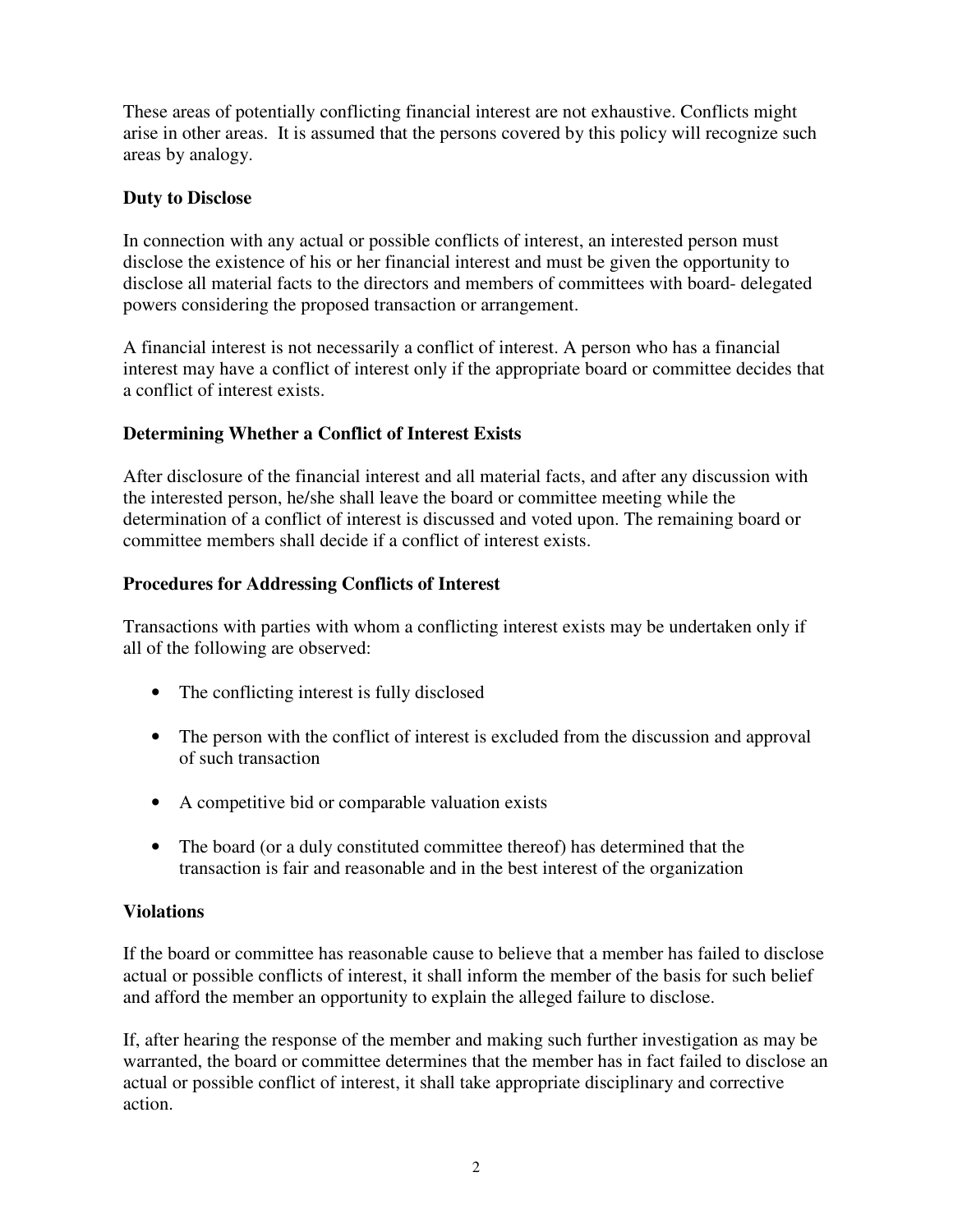These areas of potentially conflicting financial interest are not exhaustive. Conflicts might arise in other areas. It is assumed that the persons covered by this policy will recognize such areas by analogy.

**Duty to Disclose**

In connection with any actual or possible conflicts of interest, an interested person must disclose the existence of his or her financial interest and must be given the opportunity to disclose all material facts to the directors and members of committees with board- delegated powers considering the proposed transaction or arrangement.

A financial interest is not necessarily a conflict of interest. A person who has a financial interest may have a conflict of interest only if the appropriate board or committee decides that a conflict of interest exists.

**Determining Whether a Conflict of Interest Exists**

After disclosure of the financial interest and all material facts, and after any discussion with the interested person, he/she shall leave the board or committee meeting while the determination of a conflict of interest is discussed and voted upon. The remaining board or committee members shall decide if a conflict of interest exists.

**Procedures for Addressing Conflicts of Interest**

Transactions with parties with whom a conflicting interest exists may be undertaken only if all of the following are observed:

- The conflicting interest is fully disclosed
- The person with the conflict of interest is excluded from the discussion and approval of such transaction
- A competitive bid or comparable valuation exists
- The board (or a duly constituted committee thereof) has determined that the transaction is fair and reasonable and in the best interest of the organization

**Violations**

If the board or committee has reasonable cause to believe that a member has failed to disclose actual or possible conflicts of interest, it shall inform the member of the basis for such belief and afford the member an opportunity to explain the alleged failure to disclose.

If, after hearing the response of the member and making such further investigation as may be warranted, the board or committee determines that the member has in fact failed to disclose an actual or possible conflict of interest, it shall take appropriate disciplinary and corrective action.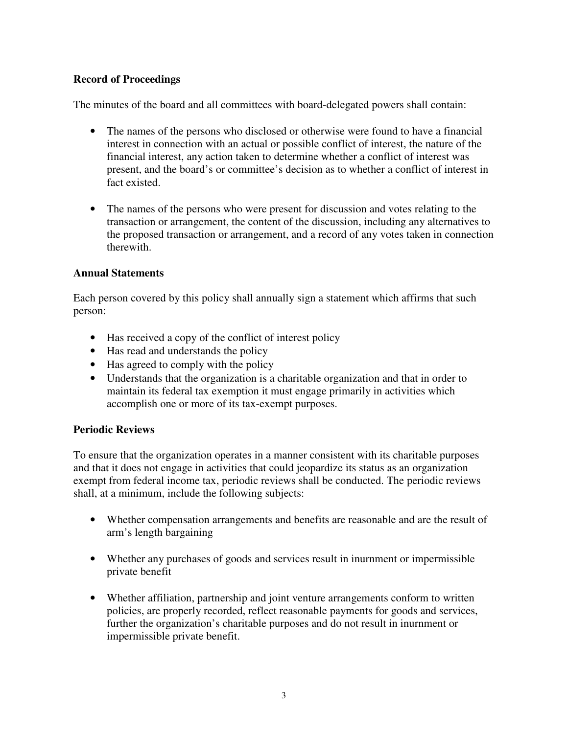**Record of Proceedings**

The minutes of the board and all committees with board-delegated powers shall contain:

- The names of the persons who disclosed or otherwise were found to have a financial interest in connection with an actual or possible conflict of interest, the nature of the financial interest, any action taken to determine whether a conflict of interest was present, and the board's or committee's decision as to whether a conflict of interest in fact existed.

- The names of the persons who were present for discussion and votes relating to the transaction or arrangement, the content of the discussion, including any alternatives to the proposed transaction or arrangement, and a record of any votes taken in connection therewith.

**Annual Statements**

Each person covered by this policy shall annually sign a statement which affirms that such person:

- Has received a copy of the conflict of interest policy
- Has read and understands the policy
- Has agreed to comply with the policy
- Understands that the organization is a charitable organization and that in order to maintain its federal tax exemption it must engage primarily in activities which accomplish one or more of its tax-exempt purposes.

**Periodic Reviews**

To ensure that the organization operates in a manner consistent with its charitable purposes and that it does not engage in activities that could jeopardize its status as an organization exempt from federal income tax, periodic reviews shall be conducted. The periodic reviews shall, at a minimum, include the following subjects:

- Whether compensation arrangements and benefits are reasonable and are the result of arm's length bargaining

- Whether any purchases of goods and services result in inurnment or impermissible private benefit

- Whether affiliation, partnership and joint venture arrangements conform to written policies, are properly recorded, reflect reasonable payments for goods and services, further the organization's charitable purposes and do not result in inurnment or impermissible private benefit.